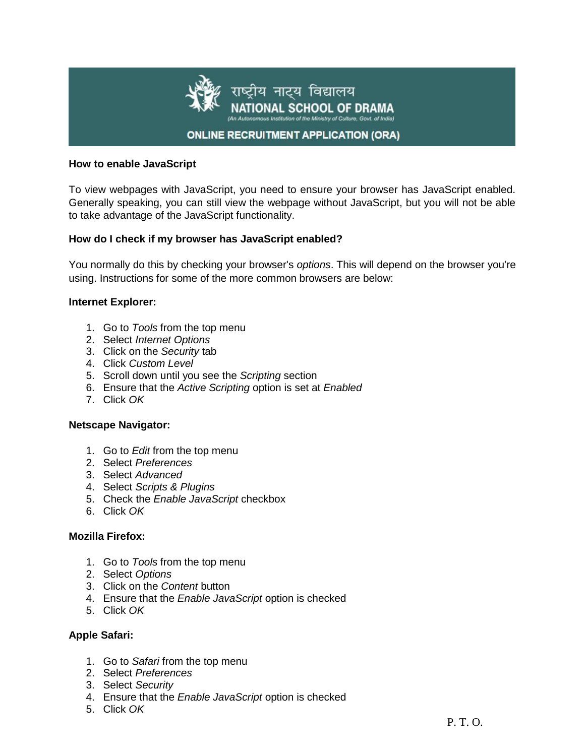राष्ट्रीय नाट्य विद्यालय

**NATIONAL SCHOOL OF DRAMA**

(An Autonomous Institution of the Ministry of Culture, Govt. of India)

**ONLINE RECRUITMENT APPLICATION (ORA)**

**How to enable JavaScript**

To view webpages with JavaScript, you need to ensure your browser has JavaScript enabled. Generally speaking, you can still view the webpage without JavaScript, but you will not be able to take advantage of the JavaScript functionality.

**How do I check if my browser has JavaScript enabled?**

You normally do this by checking your browser's *options*. This will depend on the browser you're using. Instructions for some of the more common browsers are below:

**Internet Explorer:**

1. Go to *Tools* from the top menu
2. Select *Internet Options*
3. Click on the *Security* tab
4. Click *Custom Level*
5. Scroll down until you see the *Scripting* section
6. Ensure that the *Active Scripting* option is set at *Enabled*
7. Click *OK*

**Netscape Navigator:**

1. Go to *Edit* from the top menu
2. Select *Preferences*
3. Select *Advanced*
4. Select *Scripts & Plugins*
5. Check the *Enable JavaScript* checkbox
6. Click *OK*

**Mozilla Firefox:**

1. Go to *Tools* from the top menu
2. Select *Options*
3. Click on the *Content* button
4. Ensure that the *Enable JavaScript* option is checked
5. Click *OK*

**Apple Safari:**

1. Go to *Safari* from the top menu
2. Select *Preferences*
3. Select *Security*
4. Ensure that the *Enable JavaScript* option is checked
5. Click *OK*

P. T. O.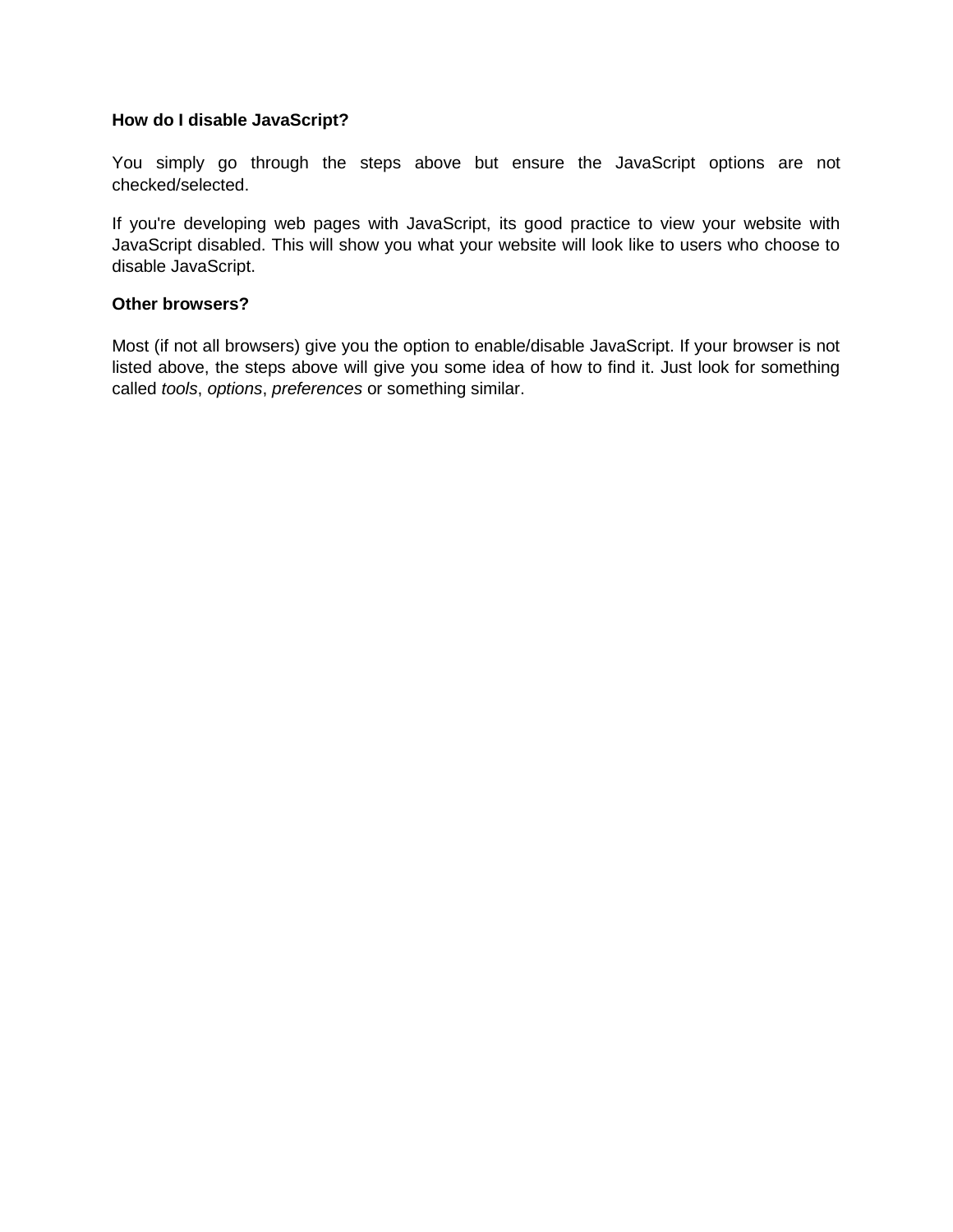**How do I disable JavaScript?**

You simply go through the steps above but ensure the JavaScript options are not checked/selected.

If you're developing web pages with JavaScript, its good practice to view your website with JavaScript disabled. This will show you what your website will look like to users who choose to disable JavaScript.

**Other browsers?**

Most (if not all browsers) give you the option to enable/disable JavaScript. If your browser is not listed above, the steps above will give you some idea of how to find it. Just look for something called *tools*, *options*, *preferences* or something similar.